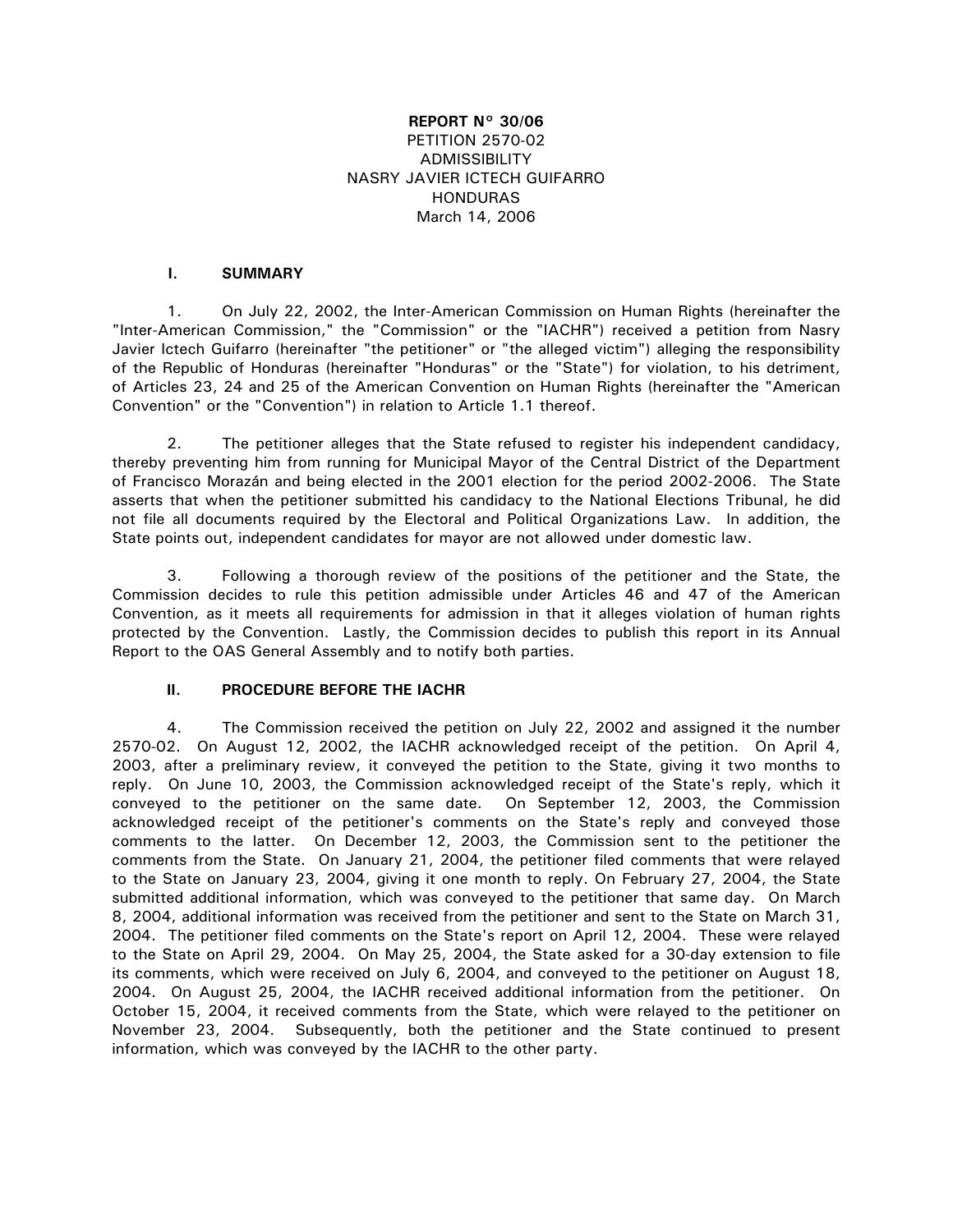**REPORT N° 30/06**
PETITION 2570-02
ADMISSIBILITY
NASRY JAVIER ICTECH GUIFARRO
HONDURAS
March 14, 2006

## I. SUMMARY

1. On July 22, 2002, the Inter-American Commission on Human Rights (hereinafter the "Inter-American Commission," the "Commission" or the "IACHR") received a petition from Nasry Javier Ictech Guifarro (hereinafter "the petitioner" or "the alleged victim") alleging the responsibility of the Republic of Honduras (hereinafter "Honduras" or the "State") for violation, to his detriment, of Articles 23, 24 and 25 of the American Convention on Human Rights (hereinafter the "American Convention" or the "Convention") in relation to Article 1.1 thereof.

2. The petitioner alleges that the State refused to register his independent candidacy, thereby preventing him from running for Municipal Mayor of the Central District of the Department of Francisco Morazán and being elected in the 2001 election for the period 2002-2006. The State asserts that when the petitioner submitted his candidacy to the National Elections Tribunal, he did not file all documents required by the Electoral and Political Organizations Law. In addition, the State points out, independent candidates for mayor are not allowed under domestic law.

3. Following a thorough review of the positions of the petitioner and the State, the Commission decides to rule this petition admissible under Articles 46 and 47 of the American Convention, as it meets all requirements for admission in that it alleges violation of human rights protected by the Convention. Lastly, the Commission decides to publish this report in its Annual Report to the OAS General Assembly and to notify both parties.

## II. PROCEDURE BEFORE THE IACHR

4. The Commission received the petition on July 22, 2002 and assigned it the number 2570-02. On August 12, 2002, the IACHR acknowledged receipt of the petition. On April 4, 2003, after a preliminary review, it conveyed the petition to the State, giving it two months to reply. On June 10, 2003, the Commission acknowledged receipt of the State's reply, which it conveyed to the petitioner on the same date. On September 12, 2003, the Commission acknowledged receipt of the petitioner's comments on the State's reply and conveyed those comments to the latter. On December 12, 2003, the Commission sent to the petitioner the comments from the State. On January 21, 2004, the petitioner filed comments that were relayed to the State on January 23, 2004, giving it one month to reply. On February 27, 2004, the State submitted additional information, which was conveyed to the petitioner that same day. On March 8, 2004, additional information was received from the petitioner and sent to the State on March 31, 2004. The petitioner filed comments on the State's report on April 12, 2004. These were relayed to the State on April 29, 2004. On May 25, 2004, the State asked for a 30-day extension to file its comments, which were received on July 6, 2004, and conveyed to the petitioner on August 18, 2004. On August 25, 2004, the IACHR received additional information from the petitioner. On October 15, 2004, it received comments from the State, which were relayed to the petitioner on November 23, 2004. Subsequently, both the petitioner and the State continued to present information, which was conveyed by the IACHR to the other party.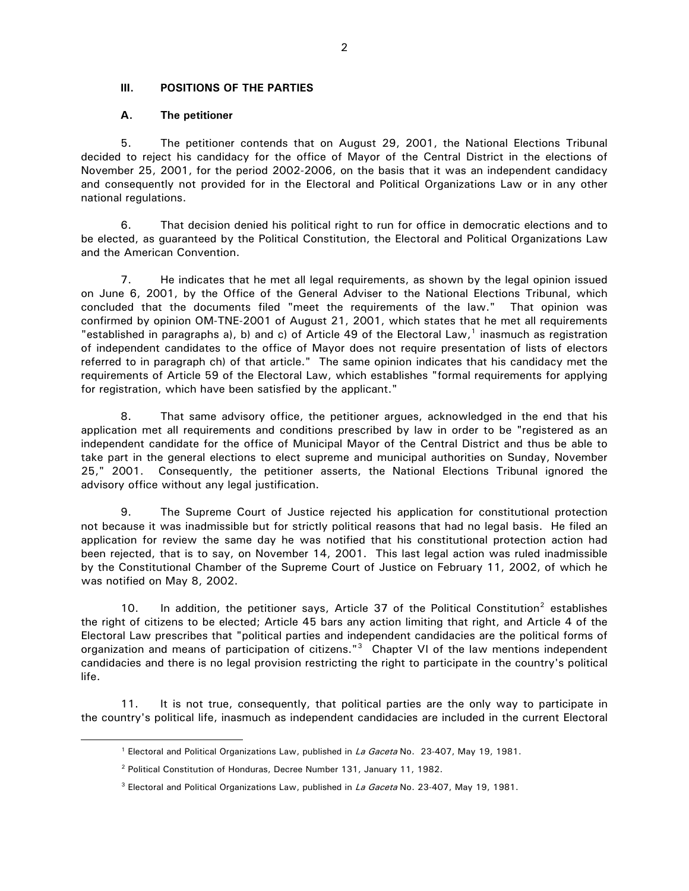### III. POSITIONS OF THE PARTIES

#### A. The petitioner

5. The petitioner contends that on August 29, 2001, the National Elections Tribunal decided to reject his candidacy for the office of Mayor of the Central District in the elections of November 25, 2001, for the period 2002-2006, on the basis that it was an independent candidacy and consequently not provided for in the Electoral and Political Organizations Law or in any other national regulations.

6. That decision denied his political right to run for office in democratic elections and to be elected, as guaranteed by the Political Constitution, the Electoral and Political Organizations Law and the American Convention.

7. He indicates that he met all legal requirements, as shown by the legal opinion issued on June 6, 2001, by the Office of the General Adviser to the National Elections Tribunal, which concluded that the documents filed "meet the requirements of the law." That opinion was confirmed by opinion OM-TNE-2001 of August 21, 2001, which states that he met all requirements "established in paragraphs a), b) and c) of Article 49 of the Electoral Law,[1] inasmuch as registration of independent candidates to the office of Mayor does not require presentation of lists of electors referred to in paragraph ch) of that article." The same opinion indicates that his candidacy met the requirements of Article 59 of the Electoral Law, which establishes "formal requirements for applying for registration, which have been satisfied by the applicant."

8. That same advisory office, the petitioner argues, acknowledged in the end that his application met all requirements and conditions prescribed by law in order to be "registered as an independent candidate for the office of Municipal Mayor of the Central District and thus be able to take part in the general elections to elect supreme and municipal authorities on Sunday, November 25," 2001. Consequently, the petitioner asserts, the National Elections Tribunal ignored the advisory office without any legal justification.

9. The Supreme Court of Justice rejected his application for constitutional protection not because it was inadmissible but for strictly political reasons that had no legal basis. He filed an application for review the same day he was notified that his constitutional protection action had been rejected, that is to say, on November 14, 2001. This last legal action was ruled inadmissible by the Constitutional Chamber of the Supreme Court of Justice on February 11, 2002, of which he was notified on May 8, 2002.

10. In addition, the petitioner says, Article 37 of the Political Constitution[2] establishes the right of citizens to be elected; Article 45 bars any action limiting that right, and Article 4 of the Electoral Law prescribes that "political parties and independent candidacies are the political forms of organization and means of participation of citizens."[3] Chapter VI of the law mentions independent candidacies and there is no legal provision restricting the right to participate in the country's political life.

11. It is not true, consequently, that political parties are the only way to participate in the country's political life, inasmuch as independent candidacies are included in the current Electoral

---

[1] Electoral and Political Organizations Law, published in *La Gaceta* No. 23-407, May 19, 1981.

[2] Political Constitution of Honduras, Decree Number 131, January 11, 1982.

[3] Electoral and Political Organizations Law, published in *La Gaceta* No. 23-407, May 19, 1981.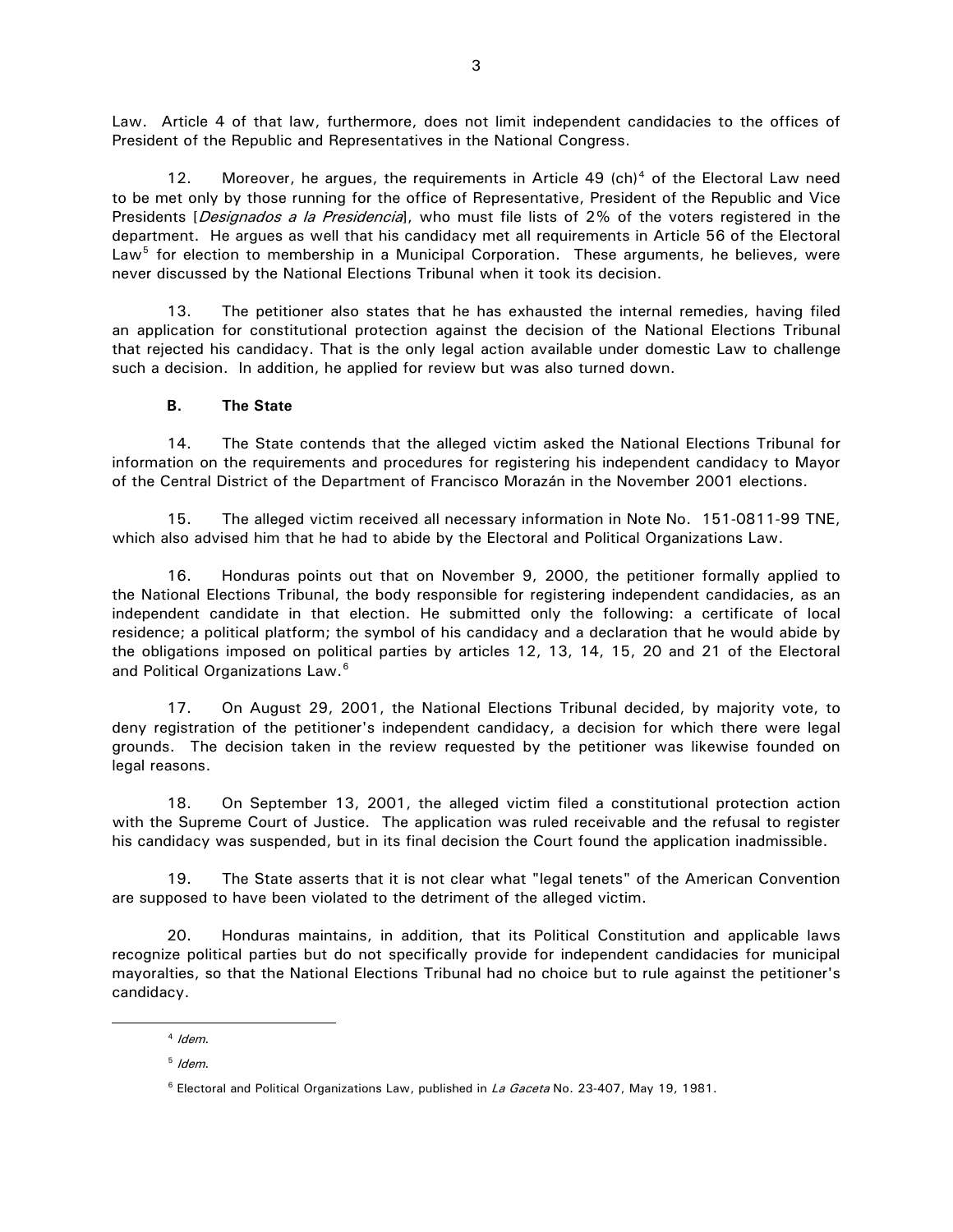Law. Article 4 of that law, furthermore, does not limit independent candidacies to the offices of President of the Republic and Representatives in the National Congress.

12. Moreover, he argues, the requirements in Article 49 (ch)[4] of the Electoral Law need to be met only by those running for the office of Representative, President of the Republic and Vice Presidents [*Designados a la Presidencia*], who must file lists of 2% of the voters registered in the department. He argues as well that his candidacy met all requirements in Article 56 of the Electoral Law[5] for election to membership in a Municipal Corporation. These arguments, he believes, were never discussed by the National Elections Tribunal when it took its decision.

13. The petitioner also states that he has exhausted the internal remedies, having filed an application for constitutional protection against the decision of the National Elections Tribunal that rejected his candidacy. That is the only legal action available under domestic Law to challenge such a decision. In addition, he applied for review but was also turned down.

**B. The State**

14. The State contends that the alleged victim asked the National Elections Tribunal for information on the requirements and procedures for registering his independent candidacy to Mayor of the Central District of the Department of Francisco Morazán in the November 2001 elections.

15. The alleged victim received all necessary information in Note No. 151-0811-99 TNE, which also advised him that he had to abide by the Electoral and Political Organizations Law.

16. Honduras points out that on November 9, 2000, the petitioner formally applied to the National Elections Tribunal, the body responsible for registering independent candidacies, as an independent candidate in that election. He submitted only the following: a certificate of local residence; a political platform; the symbol of his candidacy and a declaration that he would abide by the obligations imposed on political parties by articles 12, 13, 14, 15, 20 and 21 of the Electoral and Political Organizations Law.[6]

17. On August 29, 2001, the National Elections Tribunal decided, by majority vote, to deny registration of the petitioner's independent candidacy, a decision for which there were legal grounds. The decision taken in the review requested by the petitioner was likewise founded on legal reasons.

18. On September 13, 2001, the alleged victim filed a constitutional protection action with the Supreme Court of Justice. The application was ruled receivable and the refusal to register his candidacy was suspended, but in its final decision the Court found the application inadmissible.

19. The State asserts that it is not clear what "legal tenets" of the American Convention are supposed to have been violated to the detriment of the alleged victim.

20. Honduras maintains, in addition, that its Political Constitution and applicable laws recognize political parties but do not specifically provide for independent candidacies for municipal mayoralties, so that the National Elections Tribunal had no choice but to rule against the petitioner's candidacy.

---

[4] *Idem*.

[5] *Idem*.

[6] Electoral and Political Organizations Law, published in *La Gaceta* No. 23-407, May 19, 1981.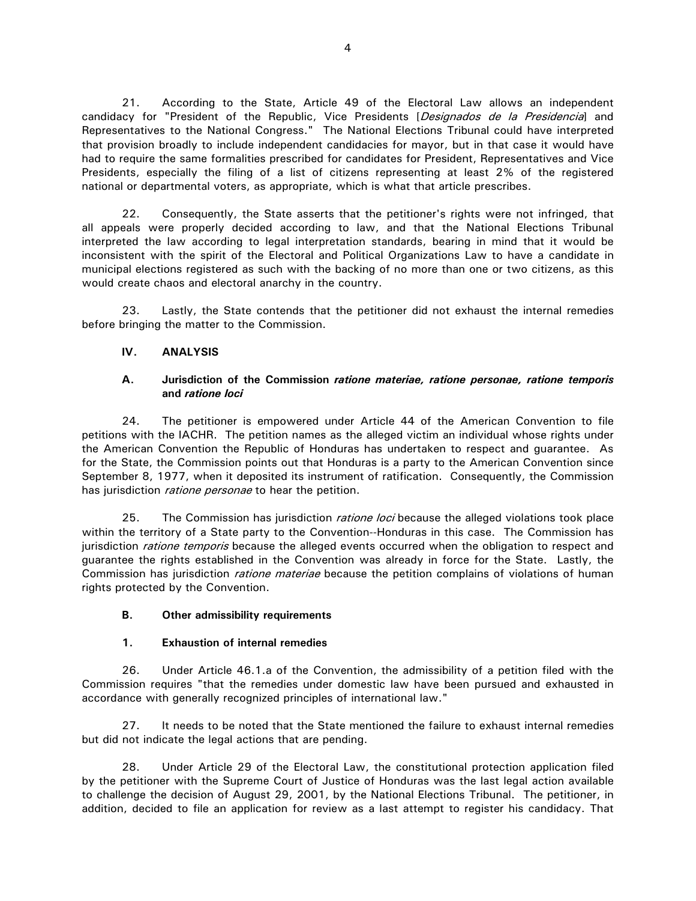21. According to the State, Article 49 of the Electoral Law allows an independent candidacy for "President of the Republic, Vice Presidents [*Designados de la Presidencia*] and Representatives to the National Congress." The National Elections Tribunal could have interpreted that provision broadly to include independent candidacies for mayor, but in that case it would have had to require the same formalities prescribed for candidates for President, Representatives and Vice Presidents, especially the filing of a list of citizens representing at least 2% of the registered national or departmental voters, as appropriate, which is what that article prescribes.

22. Consequently, the State asserts that the petitioner's rights were not infringed, that all appeals were properly decided according to law, and that the National Elections Tribunal interpreted the law according to legal interpretation standards, bearing in mind that it would be inconsistent with the spirit of the Electoral and Political Organizations Law to have a candidate in municipal elections registered as such with the backing of no more than one or two citizens, as this would create chaos and electoral anarchy in the country.

23. Lastly, the State contends that the petitioner did not exhaust the internal remedies before bringing the matter to the Commission.

## IV. ANALYSIS

### A. Jurisdiction of the Commission *ratione materiae, ratione personae, ratione temporis* and *ratione loci*

24. The petitioner is empowered under Article 44 of the American Convention to file petitions with the IACHR. The petition names as the alleged victim an individual whose rights under the American Convention the Republic of Honduras has undertaken to respect and guarantee. As for the State, the Commission points out that Honduras is a party to the American Convention since September 8, 1977, when it deposited its instrument of ratification. Consequently, the Commission has jurisdiction *ratione personae* to hear the petition.

25. The Commission has jurisdiction *ratione loci* because the alleged violations took place within the territory of a State party to the Convention--Honduras in this case. The Commission has jurisdiction *ratione temporis* because the alleged events occurred when the obligation to respect and guarantee the rights established in the Convention was already in force for the State. Lastly, the Commission has jurisdiction *ratione materiae* because the petition complains of violations of human rights protected by the Convention.

### B. Other admissibility requirements

#### 1. Exhaustion of internal remedies

26. Under Article 46.1.a of the Convention, the admissibility of a petition filed with the Commission requires "that the remedies under domestic law have been pursued and exhausted in accordance with generally recognized principles of international law."

27. It needs to be noted that the State mentioned the failure to exhaust internal remedies but did not indicate the legal actions that are pending.

28. Under Article 29 of the Electoral Law, the constitutional protection application filed by the petitioner with the Supreme Court of Justice of Honduras was the last legal action available to challenge the decision of August 29, 2001, by the National Elections Tribunal. The petitioner, in addition, decided to file an application for review as a last attempt to register his candidacy. That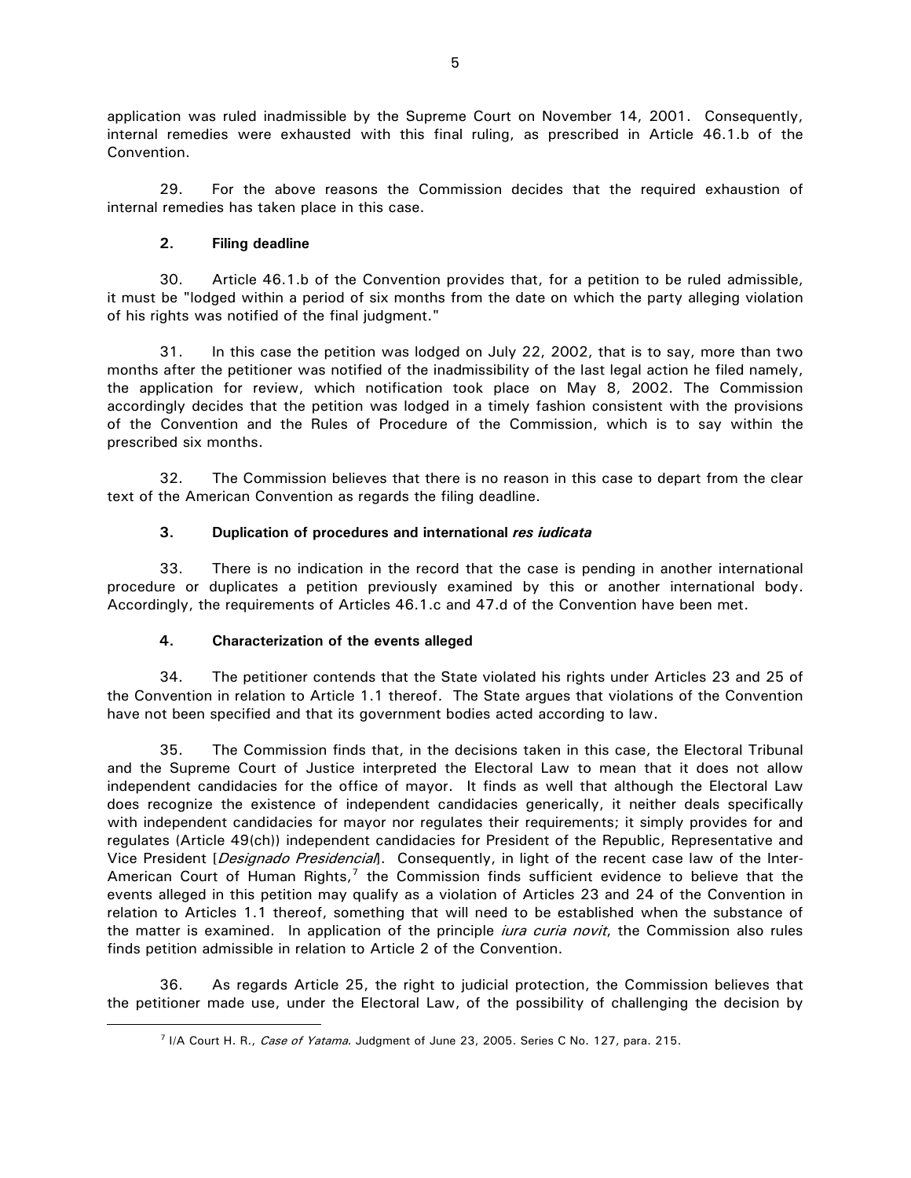application was ruled inadmissible by the Supreme Court on November 14, 2001. Consequently, internal remedies were exhausted with this final ruling, as prescribed in Article 46.1.b of the Convention.

29. For the above reasons the Commission decides that the required exhaustion of internal remedies has taken place in this case.

### 2. Filing deadline

30. Article 46.1.b of the Convention provides that, for a petition to be ruled admissible, it must be "lodged within a period of six months from the date on which the party alleging violation of his rights was notified of the final judgment."

31. In this case the petition was lodged on July 22, 2002, that is to say, more than two months after the petitioner was notified of the inadmissibility of the last legal action he filed namely, the application for review, which notification took place on May 8, 2002. The Commission accordingly decides that the petition was lodged in a timely fashion consistent with the provisions of the Convention and the Rules of Procedure of the Commission, which is to say within the prescribed six months.

32. The Commission believes that there is no reason in this case to depart from the clear text of the American Convention as regards the filing deadline.

### 3. Duplication of procedures and international *res iudicata*

33. There is no indication in the record that the case is pending in another international procedure or duplicates a petition previously examined by this or another international body. Accordingly, the requirements of Articles 46.1.c and 47.d of the Convention have been met.

### 4. Characterization of the events alleged

34. The petitioner contends that the State violated his rights under Articles 23 and 25 of the Convention in relation to Article 1.1 thereof. The State argues that violations of the Convention have not been specified and that its government bodies acted according to law.

35. The Commission finds that, in the decisions taken in this case, the Electoral Tribunal and the Supreme Court of Justice interpreted the Electoral Law to mean that it does not allow independent candidacies for the office of mayor. It finds as well that although the Electoral Law does recognize the existence of independent candidacies generically, it neither deals specifically with independent candidacies for mayor nor regulates their requirements; it simply provides for and regulates (Article 49(ch)) independent candidacies for President of the Republic, Representative and Vice President [*Designado Presidencial*]. Consequently, in light of the recent case law of the Inter-American Court of Human Rights,[7] the Commission finds sufficient evidence to believe that the events alleged in this petition may qualify as a violation of Articles 23 and 24 of the Convention in relation to Articles 1.1 thereof, something that will need to be established when the substance of the matter is examined. In application of the principle *iura curia novit*, the Commission also rules finds petition admissible in relation to Article 2 of the Convention.

36. As regards Article 25, the right to judicial protection, the Commission believes that the petitioner made use, under the Electoral Law, of the possibility of challenging the decision by

---

[7] I/A Court H. R., *Case of Yatama*. Judgment of June 23, 2005. Series C No. 127, para. 215.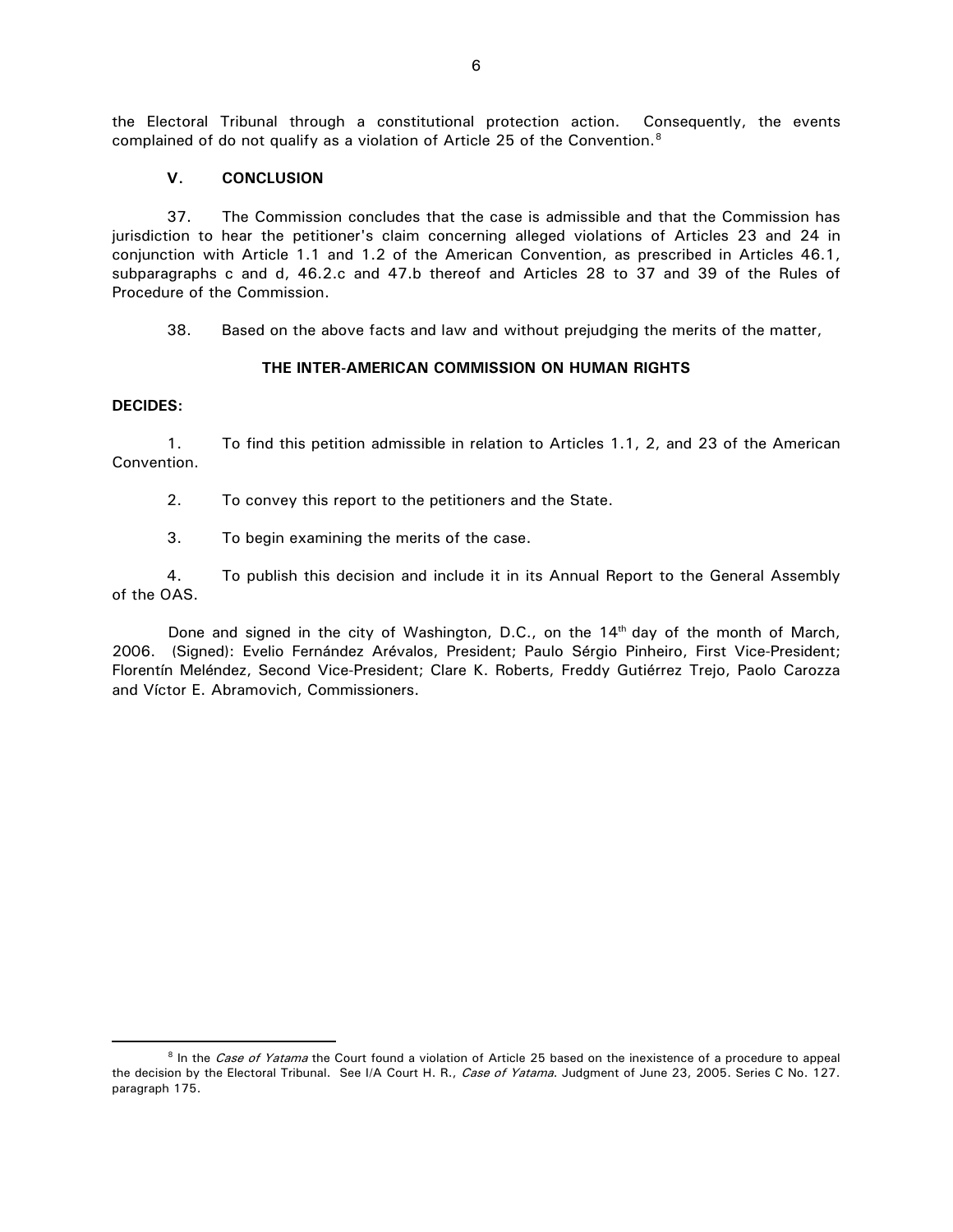the Electoral Tribunal through a constitutional protection action. Consequently, the events complained of do not qualify as a violation of Article 25 of the Convention.[8]

## V. CONCLUSION

37. The Commission concludes that the case is admissible and that the Commission has jurisdiction to hear the petitioner's claim concerning alleged violations of Articles 23 and 24 in conjunction with Article 1.1 and 1.2 of the American Convention, as prescribed in Articles 46.1, subparagraphs c and d, 46.2.c and 47.b thereof and Articles 28 to 37 and 39 of the Rules of Procedure of the Commission.

38. Based on the above facts and law and without prejudging the merits of the matter,

**THE INTER-AMERICAN COMMISSION ON HUMAN RIGHTS**

**DECIDES:**

1. To find this petition admissible in relation to Articles 1.1, 2, and 23 of the American Convention.

2. To convey this report to the petitioners and the State.

3. To begin examining the merits of the case.

4. To publish this decision and include it in its Annual Report to the General Assembly of the OAS.

Done and signed in the city of Washington, D.C., on the 14th day of the month of March, 2006. (Signed): Evelio Fernández Arévalos, President; Paulo Sérgio Pinheiro, First Vice-President; Florentín Meléndez, Second Vice-President; Clare K. Roberts, Freddy Gutiérrez Trejo, Paolo Carozza and Víctor E. Abramovich, Commissioners.

---

[8] In the *Case of Yatama* the Court found a violation of Article 25 based on the inexistence of a procedure to appeal the decision by the Electoral Tribunal. See I/A Court H. R., *Case of Yatama*. Judgment of June 23, 2005. Series C No. 127. paragraph 175.